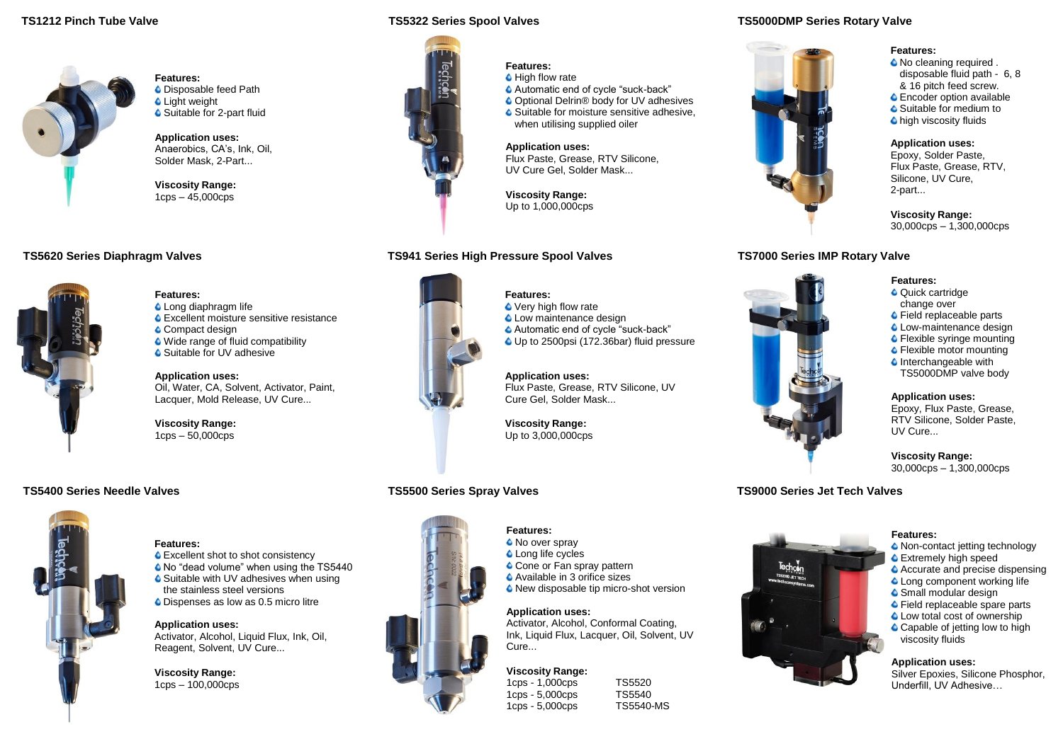## TS1212 Pinch Tube Valve

**Features:**
- Disposable feed Path
- Light weight
- Suitable for 2-part fluid

**Application uses:**
Anaerobics, CA's, Ink, Oil, Solder Mask, 2-Part...

**Viscosity Range:**
1cps – 45,000cps

## TS5322 Series Spool Valves

**Features:**
- High flow rate
- Automatic end of cycle "suck-back"
- Optional Delrin® body for UV adhesives
- Suitable for moisture sensitive adhesive, when utilising supplied oiler

**Application uses:**
Flux Paste, Grease, RTV Silicone, UV Cure Gel, Solder Mask...

**Viscosity Range:**
Up to 1,000,000cps

## TS5000DMP Series Rotary Valve

**Features:**
- No cleaning required . disposable fluid path - 6, 8 & 16 pitch feed screw.
- Encoder option available
- Suitable for medium to
- high viscosity fluids

**Application uses:**
Epoxy, Solder Paste, Flux Paste, Grease, RTV, Silicone, UV Cure, 2-part...

**Viscosity Range:**
30,000cps – 1,300,000cps

## TS5620 Series Diaphragm Valves

**Features:**
- Long diaphragm life
- Excellent moisture sensitive resistance
- Compact design
- Wide range of fluid compatibility
- Suitable for UV adhesive

**Application uses:**
Oil, Water, CA, Solvent, Activator, Paint, Lacquer, Mold Release, UV Cure...

**Viscosity Range:**
1cps – 50,000cps

## TS941 Series High Pressure Spool Valves

**Features:**
- Very high flow rate
- Low maintenance design
- Automatic end of cycle "suck-back"
- Up to 2500psi (172.36bar) fluid pressure

**Application uses:**
Flux Paste, Grease, RTV Silicone, UV Cure Gel, Solder Mask...

**Viscosity Range:**
Up to 3,000,000cps

## TS7000 Series IMP Rotary Valve

**Features:**
- Quick cartridge change over
- Field replaceable parts
- Low-maintenance design
- Flexible syringe mounting
- Flexible motor mounting
- Interchangeable with TS5000DMP valve body

**Application uses:**
Epoxy, Flux Paste, Grease, RTV Silicone, Solder Paste, UV Cure...

**Viscosity Range:**
30,000cps – 1,300,000cps

## TS5400 Series Needle Valves

**Features:**
- Excellent shot to shot consistency
- No "dead volume" when using the TS5440
- Suitable with UV adhesives when using the stainless steel versions
- Dispenses as low as 0.5 micro litre

**Application uses:**
Activator, Alcohol, Liquid Flux, Ink, Oil, Reagent, Solvent, UV Cure...

**Viscosity Range:**
1cps – 100,000cps

## TS5500 Series Spray Valves

**Features:**
- No over spray
- Long life cycles
- Cone or Fan spray pattern
- Available in 3 orifice sizes
- New disposable tip micro-shot version

**Application uses:**
Activator, Alcohol, Conformal Coating, Ink, Liquid Flux, Lacquer, Oil, Solvent, UV Cure...

**Viscosity Range:**

| | |
|---|---|
| 1cps - 1,000cps | TS5520 |
| 1cps - 5,000cps | TS5540 |
| 1cps - 5,000cps | TS5540-MS |

## TS9000 Series Jet Tech Valves

**Features:**
- Non-contact jetting technology
- Extremely high speed
- Accurate and precise dispensing
- Long component working life
- Small modular design
- Field replaceable spare parts
- Low total cost of ownership
- Capable of jetting low to high viscosity fluids

**Application uses:**
Silver Epoxies, Silicone Phosphor, Underfill, UV Adhesive…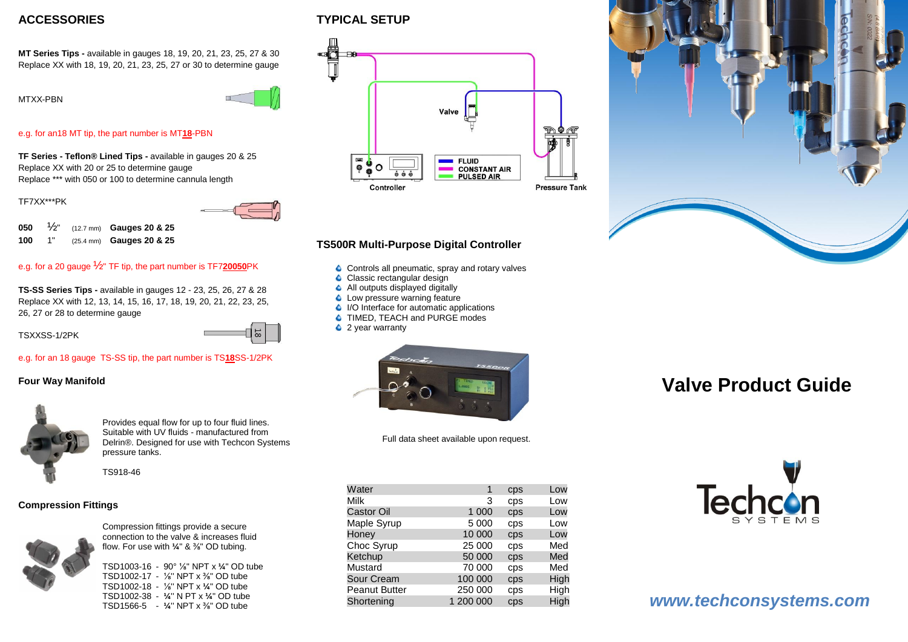## ACCESSORIES

**MT Series Tips -** available in gauges 18, 19, 20, 21, 23, 25, 27 & 30
Replace XX with 18, 19, 20, 21, 23, 25, 27 or 30 to determine gauge

MTXX-PBN

e.g. for an18 MT tip, the part number is MT**18**-PBN

**TF Series - Teflon® Lined Tips -** available in gauges 20 & 25
Replace XX with 20 or 25 to determine gauge
Replace *** with 050 or 100 to determine cannula length

TF7XX***PK

| | | | |
|---|---|---|---|
| **050** | ½" | (12.7 mm) | **Gauges 20 & 25** |
| **100** | 1" | (25.4 mm) | **Gauges 20 & 25** |

e.g. for a 20 gauge ½" TF tip, the part number is TF7**20050**PK

**TS-SS Series Tips -** available in gauges 12 - 23, 25, 26, 27 & 28
Replace XX with 12, 13, 14, 15, 16, 17, 18, 19, 20, 21, 22, 23, 25, 26, 27 or 28 to determine gauge

TSXXSS-1/2PK

e.g. for an 18 gauge TS-SS tip, the part number is TS**18**SS-1/2PK

### Four Way Manifold

Provides equal flow for up to four fluid lines. Suitable with UV fluids - manufactured from Delrin®. Designed for use with Techcon Systems pressure tanks.

TS918-46

### Compression Fittings

Compression fittings provide a secure connection to the valve & increases fluid flow. For use with ¼" & ⅜" OD tubing.

TSD1003-16 - 90° ⅛" NPT x ¼" OD tube
TSD1002-17 - ⅛" NPT x ⅜" OD tube
TSD1002-18 - ⅛" NPT x ¼" OD tube
TSD1002-38 - ¼" N PT x ¼" OD tube
TSD1566-5 - ¼" NPT x ⅜" OD tube

## TYPICAL SETUP

Valve
FLUID
CONSTANT AIR
PULSED AIR
Controller
Pressure Tank

### TS500R Multi-Purpose Digital Controller

- Controls all pneumatic, spray and rotary valves
- Classic rectangular design
- All outputs displayed digitally
- Low pressure warning feature
- I/O Interface for automatic applications
- TIMED, TEACH and PURGE modes
- 2 year warranty

Full data sheet available upon request.

| | | | |
|---|---|---|---|
| Water | 1 | cps | Low |
| Milk | 3 | cps | Low |
| Castor Oil | 1 000 | cps | Low |
| Maple Syrup | 5 000 | cps | Low |
| Honey | 10 000 | cps | Low |
| Choc Syrup | 25 000 | cps | Med |
| Ketchup | 50 000 | cps | Med |
| Mustard | 70 000 | cps | Med |
| Sour Cream | 100 000 | cps | High |
| Peanut Butter | 250 000 | cps | High |
| Shortening | 1 200 000 | cps | High |

# Valve Product Guide

Techcon SYSTEMS

*www.techconsystems.com*